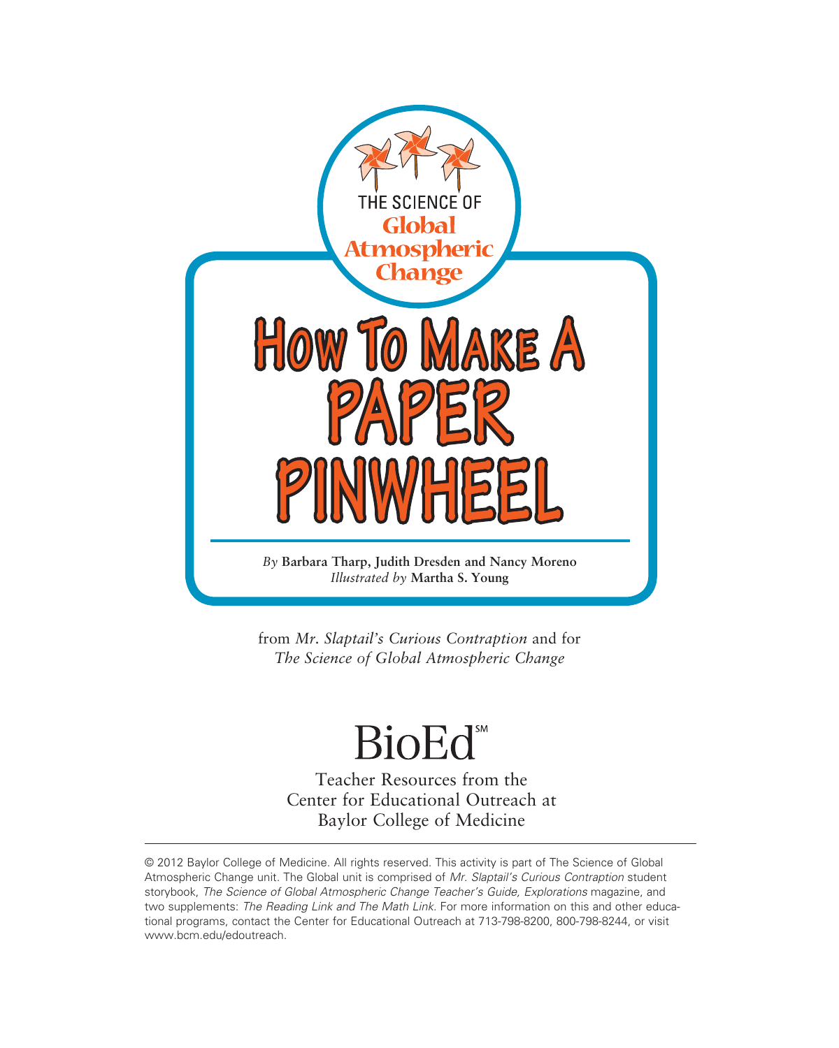THE SCIENCE OF **Global Atmospheric Change**

# How To Make A Paper Pinwheel

*By* **Barbara Tharp, Judith Dresden and Nancy Moreno**
*Illustrated by* **Martha S. Young**

from *Mr. Slaptail's Curious Contraption* and for *The Science of Global Atmospheric Change*

## BioEd℠

Teacher Resources from the Center for Educational Outreach at Baylor College of Medicine

© 2012 Baylor College of Medicine. All rights reserved. This activity is part of The Science of Global Atmospheric Change unit. The Global unit is comprised of *Mr. Slaptail's Curious Contraption* student storybook, *The Science of Global Atmospheric Change Teacher's Guide, Explorations* magazine, and two supplements: *The Reading Link and The Math Link*. For more information on this and other educational programs, contact the Center for Educational Outreach at 713-798-8200, 800-798-8244, or visit www.bcm.edu/edoutreach.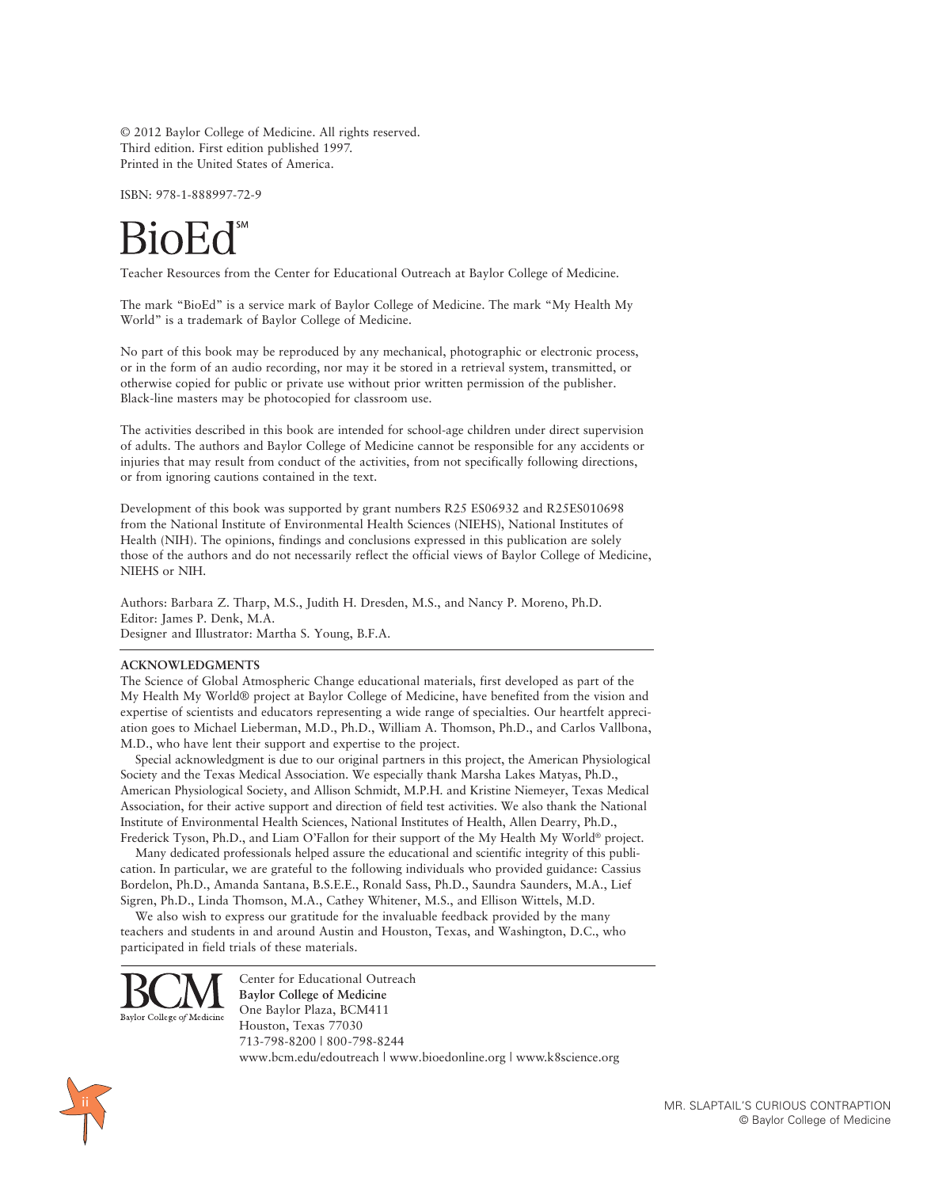© 2012 Baylor College of Medicine. All rights reserved.
Third edition. First edition published 1997.
Printed in the United States of America.

ISBN: 978-1-888997-72-9

BioEd℠

Teacher Resources from the Center for Educational Outreach at Baylor College of Medicine.

The mark "BioEd" is a service mark of Baylor College of Medicine. The mark "My Health My World" is a trademark of Baylor College of Medicine.

No part of this book may be reproduced by any mechanical, photographic or electronic process, or in the form of an audio recording, nor may it be stored in a retrieval system, transmitted, or otherwise copied for public or private use without prior written permission of the publisher. Black-line masters may be photocopied for classroom use.

The activities described in this book are intended for school-age children under direct supervision of adults. The authors and Baylor College of Medicine cannot be responsible for any accidents or injuries that may result from conduct of the activities, from not specifically following directions, or from ignoring cautions contained in the text.

Development of this book was supported by grant numbers R25 ES06932 and R25ES010698 from the National Institute of Environmental Health Sciences (NIEHS), National Institutes of Health (NIH). The opinions, findings and conclusions expressed in this publication are solely those of the authors and do not necessarily reflect the official views of Baylor College of Medicine, NIEHS or NIH.

Authors: Barbara Z. Tharp, M.S., Judith H. Dresden, M.S., and Nancy P. Moreno, Ph.D.
Editor: James P. Denk, M.A.
Designer and Illustrator: Martha S. Young, B.F.A.

**ACKNOWLEDGMENTS**

The Science of Global Atmospheric Change educational materials, first developed as part of the My Health My World® project at Baylor College of Medicine, have benefited from the vision and expertise of scientists and educators representing a wide range of specialties. Our heartfelt appreciation goes to Michael Lieberman, M.D., Ph.D., William A. Thomson, Ph.D., and Carlos Vallbona, M.D., who have lent their support and expertise to the project.

Special acknowledgment is due to our original partners in this project, the American Physiological Society and the Texas Medical Association. We especially thank Marsha Lakes Matyas, Ph.D., American Physiological Society, and Allison Schmidt, M.P.H. and Kristine Niemeyer, Texas Medical Association, for their active support and direction of field test activities. We also thank the National Institute of Environmental Health Sciences, National Institutes of Health, Allen Dearry, Ph.D., Frederick Tyson, Ph.D., and Liam O'Fallon for their support of the My Health My World® project.

Many dedicated professionals helped assure the educational and scientific integrity of this publication. In particular, we are grateful to the following individuals who provided guidance: Cassius Bordelon, Ph.D., Amanda Santana, B.S.E.E., Ronald Sass, Ph.D., Saundra Saunders, M.A., Lief Sigren, Ph.D., Linda Thomson, M.A., Cathey Whitener, M.S., and Ellison Wittels, M.D.

We also wish to express our gratitude for the invaluable feedback provided by the many teachers and students in and around Austin and Houston, Texas, and Washington, D.C., who participated in field trials of these materials.

BCM
Baylor College *of* Medicine

Center for Educational Outreach
**Baylor College of Medicine**
One Baylor Plaza, BCM411
Houston, Texas 77030
713-798-8200 | 800-798-8244
www.bcm.edu/edoutreach | www.bioedonline.org | www.k8science.org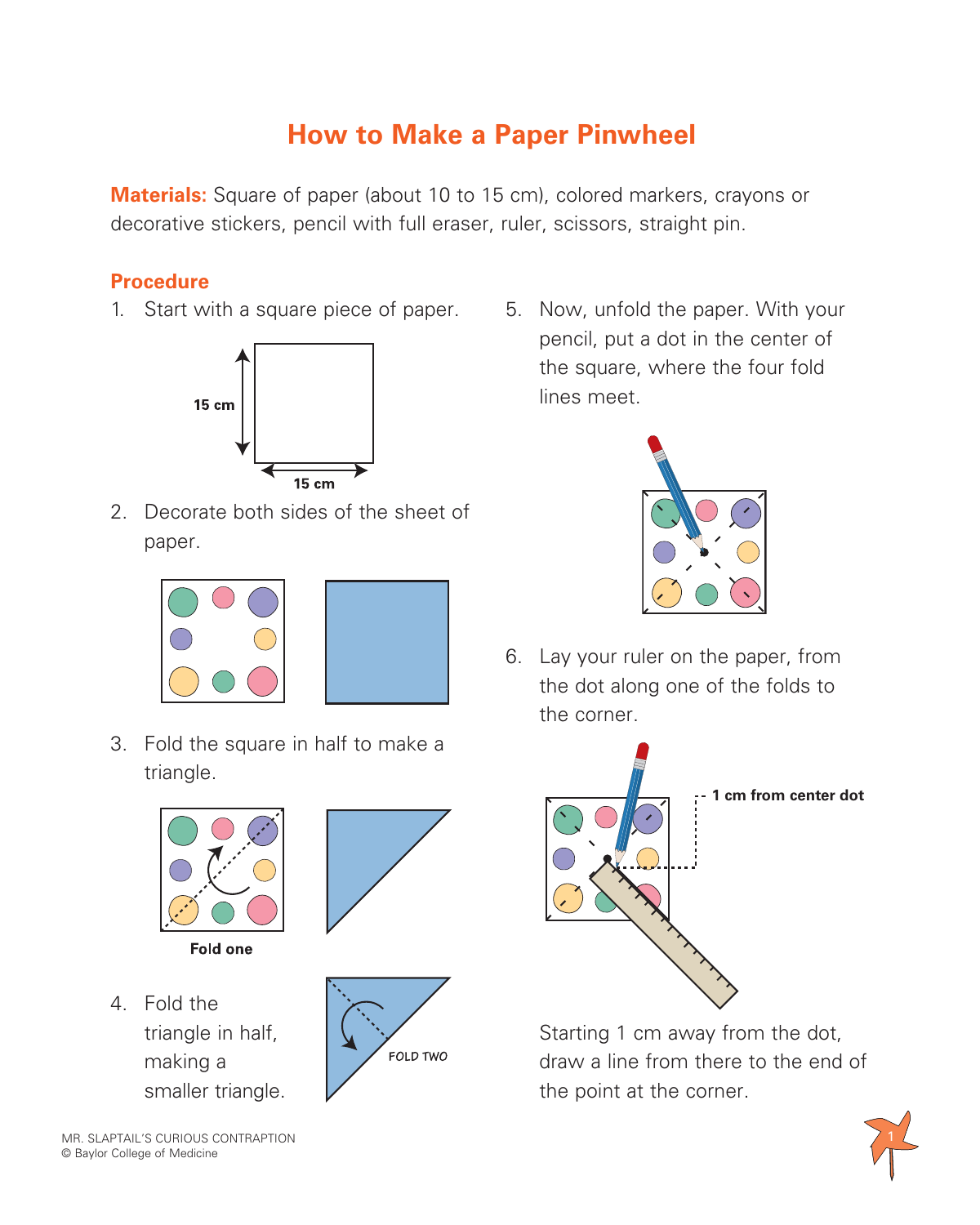# How to Make a Paper Pinwheel

**Materials:** Square of paper (about 10 to 15 cm), colored markers, crayons or decorative stickers, pencil with full eraser, ruler, scissors, straight pin.

## Procedure

1. Start with a square piece of paper.

15 cm

15 cm

2. Decorate both sides of the sheet of paper.

3. Fold the square in half to make a triangle.

Fold one

4. Fold the triangle in half, making a smaller triangle.

FOLD TWO

5. Now, unfold the paper. With your pencil, put a dot in the center of the square, where the four fold lines meet.

6. Lay your ruler on the paper, from the dot along one of the folds to the corner.

1 cm from center dot

Starting 1 cm away from the dot, draw a line from there to the end of the point at the corner.

MR. SLAPTAIL'S CURIOUS CONTRAPTION
© Baylor College of Medicine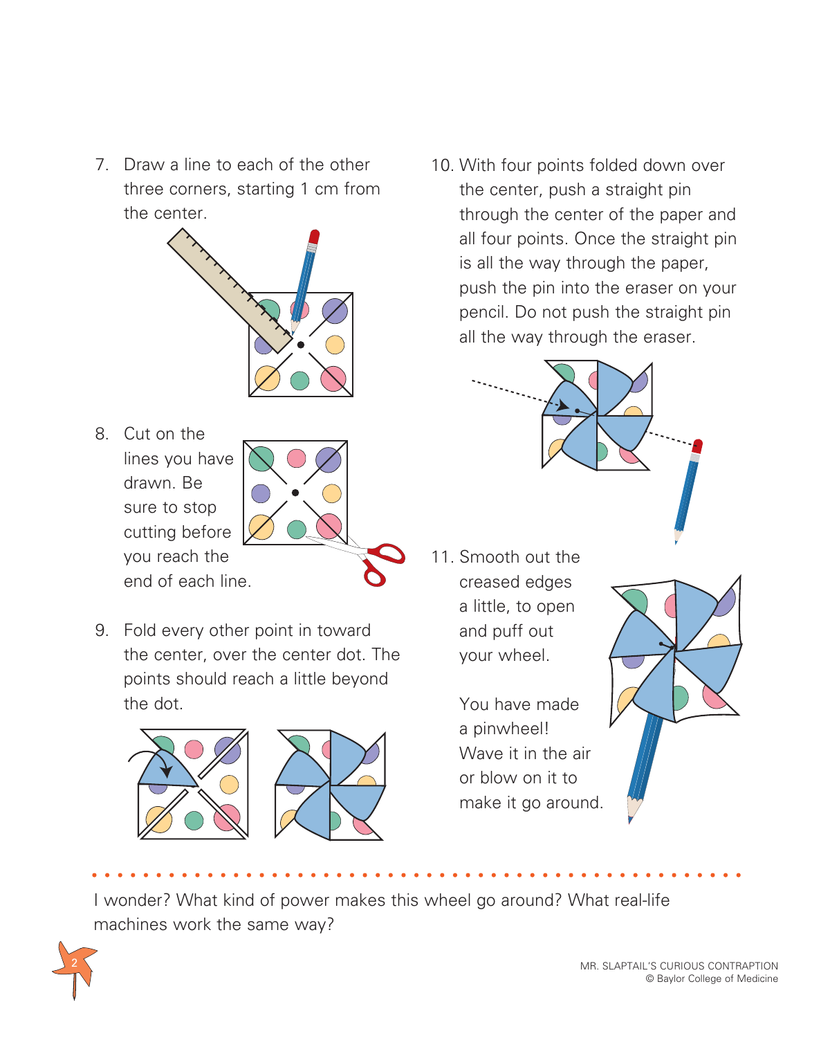7. Draw a line to each of the other three corners, starting 1 cm from the center.

8. Cut on the lines you have drawn. Be sure to stop cutting before you reach the end of each line.

9. Fold every other point in toward the center, over the center dot. The points should reach a little beyond the dot.

10. With four points folded down over the center, push a straight pin through the center of the paper and all four points. Once the straight pin is all the way through the paper, push the pin into the eraser on your pencil. Do not push the straight pin all the way through the eraser.

11. Smooth out the creased edges a little, to open and puff out your wheel.

    You have made a pinwheel! Wave it in the air or blow on it to make it go around.

I wonder? What kind of power makes this wheel go around? What real-life machines work the same way?